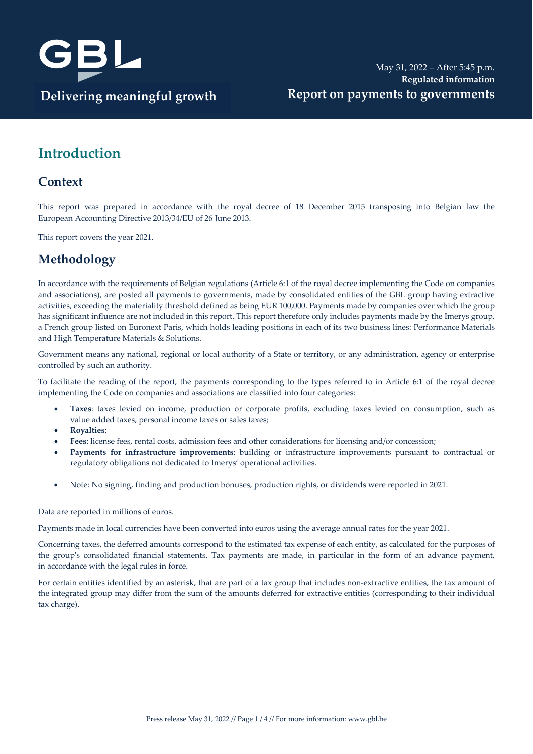GBL

Delivering meaningful growth

May 31, 2022 – After 5:45 p.m.
**Regulated information**

**Report on payments to governments**

# Introduction

## Context

This report was prepared in accordance with the royal decree of 18 December 2015 transposing into Belgian law the European Accounting Directive 2013/34/EU of 26 June 2013.

This report covers the year 2021.

## Methodology

In accordance with the requirements of Belgian regulations (Article 6:1 of the royal decree implementing the Code on companies and associations), are posted all payments to governments, made by consolidated entities of the GBL group having extractive activities, exceeding the materiality threshold defined as being EUR 100,000. Payments made by companies over which the group has significant influence are not included in this report. This report therefore only includes payments made by the Imerys group, a French group listed on Euronext Paris, which holds leading positions in each of its two business lines: Performance Materials and High Temperature Materials & Solutions.

Government means any national, regional or local authority of a State or territory, or any administration, agency or enterprise controlled by such an authority.

To facilitate the reading of the report, the payments corresponding to the types referred to in Article 6:1 of the royal decree implementing the Code on companies and associations are classified into four categories:

- **Taxes**: taxes levied on income, production or corporate profits, excluding taxes levied on consumption, such as value added taxes, personal income taxes or sales taxes;
- **Royalties**;
- **Fees**: license fees, rental costs, admission fees and other considerations for licensing and/or concession;
- **Payments for infrastructure improvements**: building or infrastructure improvements pursuant to contractual or regulatory obligations not dedicated to Imerys' operational activities.

- Note: No signing, finding and production bonuses, production rights, or dividends were reported in 2021.

Data are reported in millions of euros.

Payments made in local currencies have been converted into euros using the average annual rates for the year 2021.

Concerning taxes, the deferred amounts correspond to the estimated tax expense of each entity, as calculated for the purposes of the group's consolidated financial statements. Tax payments are made, in particular in the form of an advance payment, in accordance with the legal rules in force.

For certain entities identified by an asterisk, that are part of a tax group that includes non-extractive entities, the tax amount of the integrated group may differ from the sum of the amounts deferred for extractive entities (corresponding to their individual tax charge).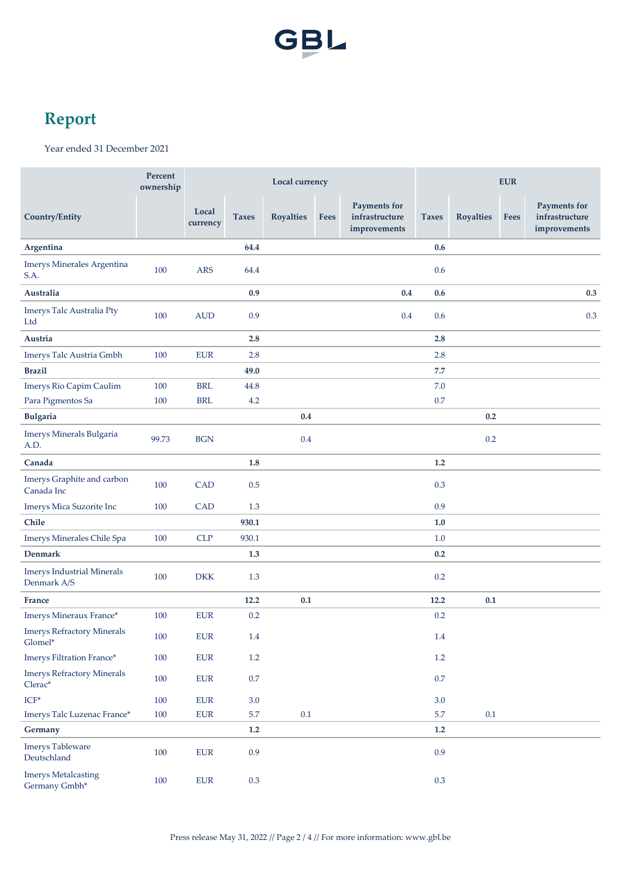# Report

Year ended 31 December 2021

| Country/Entity | Percent ownership | Local currency | | | | | EUR | | | |
|---|---|---|---|---|---|---|---|---|---|---|
| | | Local currency | Taxes | Royalties | Fees | Payments for infrastructure improvements | Taxes | Royalties | Fees | Payments for infrastructure improvements |
| **Argentina** | | | **64.4** | | | | **0.6** | | | |
| Imerys Minerales Argentina S.A. | 100 | ARS | 64.4 | | | | 0.6 | | | |
| **Australia** | | | **0.9** | | | **0.4** | **0.6** | | | **0.3** |
| Imerys Talc Australia Pty Ltd | 100 | AUD | 0.9 | | | 0.4 | 0.6 | | | 0.3 |
| **Austria** | | | **2.8** | | | | **2.8** | | | |
| Imerys Talc Austria Gmbh | 100 | EUR | 2.8 | | | | 2.8 | | | |
| **Brazil** | | | **49.0** | | | | **7.7** | | | |
| Imerys Rio Capim Caulim | 100 | BRL | 44.8 | | | | 7.0 | | | |
| Para Pigmentos Sa | 100 | BRL | 4.2 | | | | 0.7 | | | |
| **Bulgaria** | | | | **0.4** | | | | **0.2** | | |
| Imerys Minerals Bulgaria A.D. | 99.73 | BGN | | 0.4 | | | | 0.2 | | |
| **Canada** | | | **1.8** | | | | **1.2** | | | |
| Imerys Graphite and carbon Canada Inc | 100 | CAD | 0.5 | | | | 0.3 | | | |
| Imerys Mica Suzorite Inc | 100 | CAD | 1.3 | | | | 0.9 | | | |
| **Chile** | | | **930.1** | | | | **1.0** | | | |
| Imerys Minerales Chile Spa | 100 | CLP | 930.1 | | | | 1.0 | | | |
| **Denmark** | | | **1.3** | | | | **0.2** | | | |
| Imerys Industrial Minerals Denmark A/S | 100 | DKK | 1.3 | | | | 0.2 | | | |
| **France** | | | **12.2** | **0.1** | | | **12.2** | **0.1** | | |
| Imerys Mineraux France* | 100 | EUR | 0.2 | | | | 0.2 | | | |
| Imerys Refractory Minerals Glomel* | 100 | EUR | 1.4 | | | | 1.4 | | | |
| Imerys Filtration France* | 100 | EUR | 1.2 | | | | 1.2 | | | |
| Imerys Refractory Minerals Clerac* | 100 | EUR | 0.7 | | | | 0.7 | | | |
| ICF* | 100 | EUR | 3.0 | | | | 3.0 | | | |
| Imerys Talc Luzenac France* | 100 | EUR | 5.7 | 0.1 | | | 5.7 | 0.1 | | |
| **Germany** | | | **1.2** | | | | **1.2** | | | |
| Imerys Tableware Deutschland | 100 | EUR | 0.9 | | | | 0.9 | | | |
| Imerys Metalcasting Germany Gmbh* | 100 | EUR | 0.3 | | | | 0.3 | | | |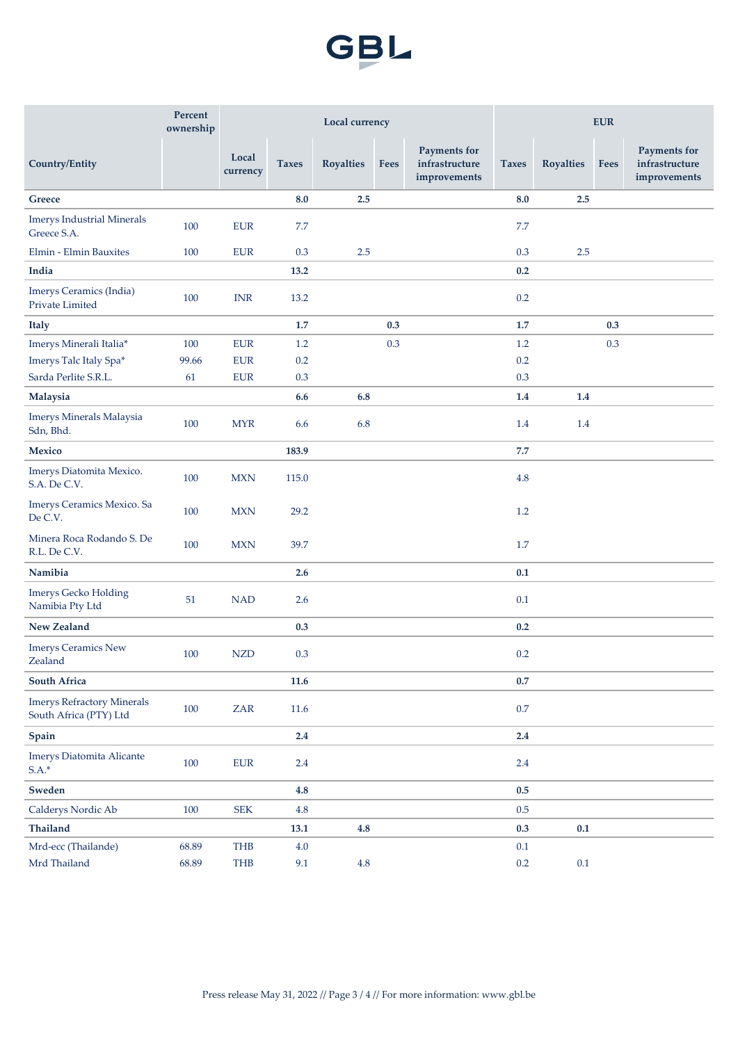| Country/Entity | Percent ownership | Local currency | | | | | EUR | | | |
|---|---|---|---|---|---|---|---|---|---|---|
| | | Local currency | Taxes | Royalties | Fees | Payments for infrastructure improvements | Taxes | Royalties | Fees | Payments for infrastructure improvements |
| **Greece** | | | **8.0** | **2.5** | | | **8.0** | **2.5** | | |
| Imerys Industrial Minerals Greece S.A. | 100 | EUR | 7.7 | | | | 7.7 | | | |
| Elmin - Elmin Bauxites | 100 | EUR | 0.3 | 2.5 | | | 0.3 | 2.5 | | |
| **India** | | | **13.2** | | | | **0.2** | | | |
| Imerys Ceramics (India) Private Limited | 100 | INR | 13.2 | | | | 0.2 | | | |
| **Italy** | | | **1.7** | | **0.3** | | **1.7** | | **0.3** | |
| Imerys Minerali Italia* | 100 | EUR | 1.2 | | 0.3 | | 1.2 | | 0.3 | |
| Imerys Talc Italy Spa* | 99.66 | EUR | 0.2 | | | | 0.2 | | | |
| Sarda Perlite S.R.L. | 61 | EUR | 0.3 | | | | 0.3 | | | |
| **Malaysia** | | | **6.6** | **6.8** | | | **1.4** | **1.4** | | |
| Imerys Minerals Malaysia Sdn, Bhd. | 100 | MYR | 6.6 | 6.8 | | | 1.4 | 1.4 | | |
| **Mexico** | | | **183.9** | | | | **7.7** | | | |
| Imerys Diatomita Mexico. S.A. De C.V. | 100 | MXN | 115.0 | | | | 4.8 | | | |
| Imerys Ceramics Mexico. Sa De C.V. | 100 | MXN | 29.2 | | | | 1.2 | | | |
| Minera Roca Rodando S. De R.L. De C.V. | 100 | MXN | 39.7 | | | | 1.7 | | | |
| **Namibia** | | | **2.6** | | | | **0.1** | | | |
| Imerys Gecko Holding Namibia Pty Ltd | 51 | NAD | 2.6 | | | | 0.1 | | | |
| **New Zealand** | | | **0.3** | | | | **0.2** | | | |
| Imerys Ceramics New Zealand | 100 | NZD | 0.3 | | | | 0.2 | | | |
| **South Africa** | | | **11.6** | | | | **0.7** | | | |
| Imerys Refractory Minerals South Africa (PTY) Ltd | 100 | ZAR | 11.6 | | | | 0.7 | | | |
| **Spain** | | | **2.4** | | | | **2.4** | | | |
| Imerys Diatomita Alicante S.A.* | 100 | EUR | 2.4 | | | | 2.4 | | | |
| **Sweden** | | | **4.8** | | | | **0.5** | | | |
| Calderys Nordic Ab | 100 | SEK | 4.8 | | | | 0.5 | | | |
| **Thailand** | | | **13.1** | **4.8** | | | **0.3** | **0.1** | | |
| Mrd-ecc (Thailande) | 68.89 | THB | 4.0 | | | | 0.1 | | | |
| Mrd Thailand | 68.89 | THB | 9.1 | 4.8 | | | 0.2 | 0.1 | | |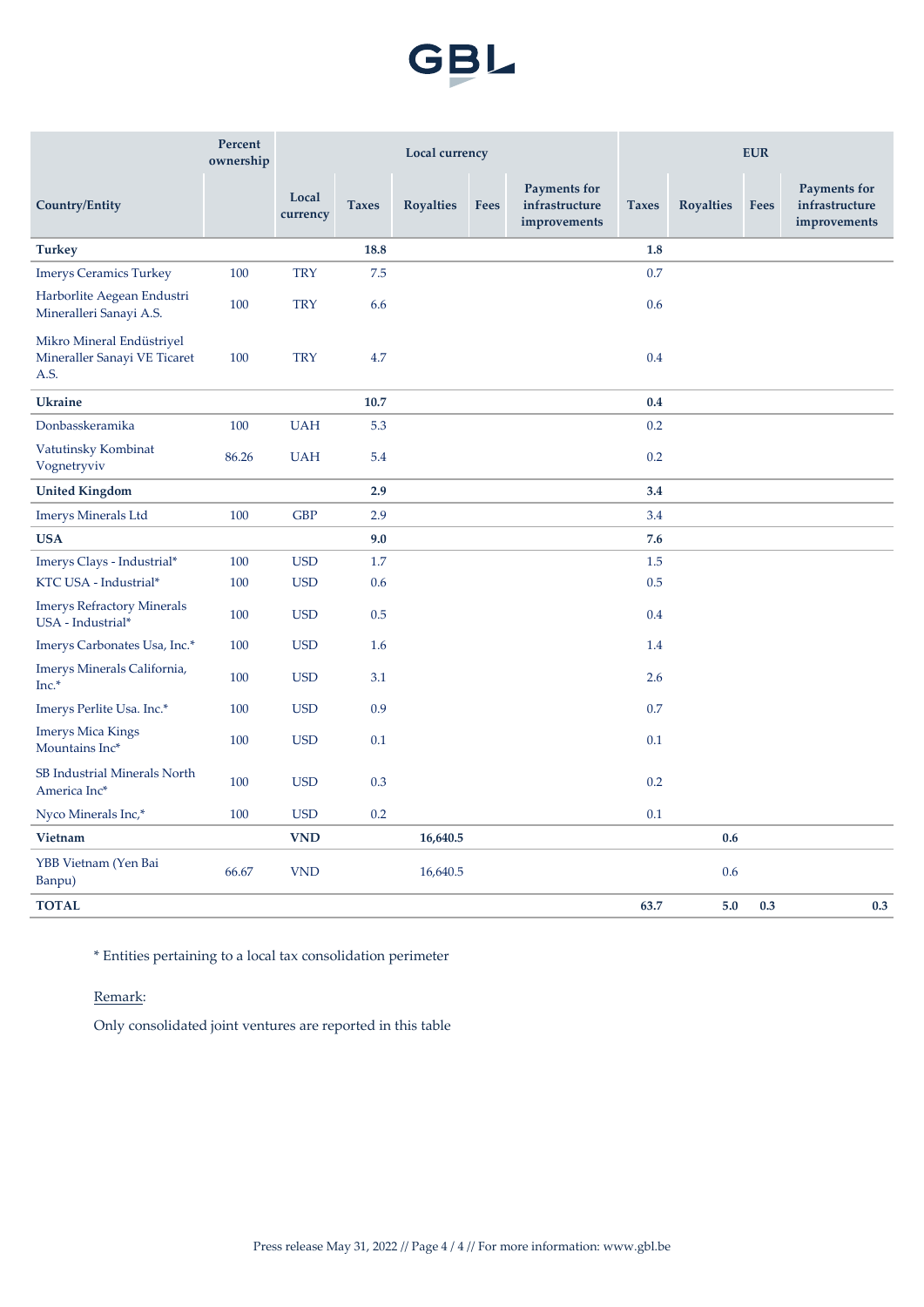| Country/Entity | Percent ownership | Local currency | | | | | EUR | | | |
|---|---|---|---|---|---|---|---|---|---|---|
| | | Local currency | Taxes | Royalties | Fees | Payments for infrastructure improvements | Taxes | Royalties | Fees | Payments for infrastructure improvements |
| **Turkey** | | | **18.8** | | | | **1.8** | | | |
| Imerys Ceramics Turkey | 100 | TRY | 7.5 | | | | 0.7 | | | |
| Harborlite Aegean Endustri Mineralleri Sanayi A.S. | 100 | TRY | 6.6 | | | | 0.6 | | | |
| Mikro Mineral Endüstriyel Mineraller Sanayi VE Ticaret A.S. | 100 | TRY | 4.7 | | | | 0.4 | | | |
| **Ukraine** | | | **10.7** | | | | **0.4** | | | |
| Donbasskeramika | 100 | UAH | 5.3 | | | | 0.2 | | | |
| Vatutinsky Kombinat Vognetryviv | 86.26 | UAH | 5.4 | | | | 0.2 | | | |
| **United Kingdom** | | | **2.9** | | | | **3.4** | | | |
| Imerys Minerals Ltd | 100 | GBP | 2.9 | | | | 3.4 | | | |
| **USA** | | | **9.0** | | | | **7.6** | | | |
| Imerys Clays - Industrial* | 100 | USD | 1.7 | | | | 1.5 | | | |
| KTC USA - Industrial* | 100 | USD | 0.6 | | | | 0.5 | | | |
| Imerys Refractory Minerals USA - Industrial* | 100 | USD | 0.5 | | | | 0.4 | | | |
| Imerys Carbonates Usa, Inc.* | 100 | USD | 1.6 | | | | 1.4 | | | |
| Imerys Minerals California, Inc.* | 100 | USD | 3.1 | | | | 2.6 | | | |
| Imerys Perlite Usa. Inc.* | 100 | USD | 0.9 | | | | 0.7 | | | |
| Imerys Mica Kings Mountains Inc* | 100 | USD | 0.1 | | | | 0.1 | | | |
| SB Industrial Minerals North America Inc* | 100 | USD | 0.3 | | | | 0.2 | | | |
| Nyco Minerals Inc,* | 100 | USD | 0.2 | | | | 0.1 | | | |
| **Vietnam** | | **VND** | | **16,640.5** | | | | **0.6** | | |
| YBB Vietnam (Yen Bai Banpu) | 66.67 | VND | | 16,640.5 | | | | 0.6 | | |
| **TOTAL** | | | | | | | **63.7** | **5.0** | **0.3** | **0.3** |

\* Entities pertaining to a local tax consolidation perimeter

Remark:

Only consolidated joint ventures are reported in this table